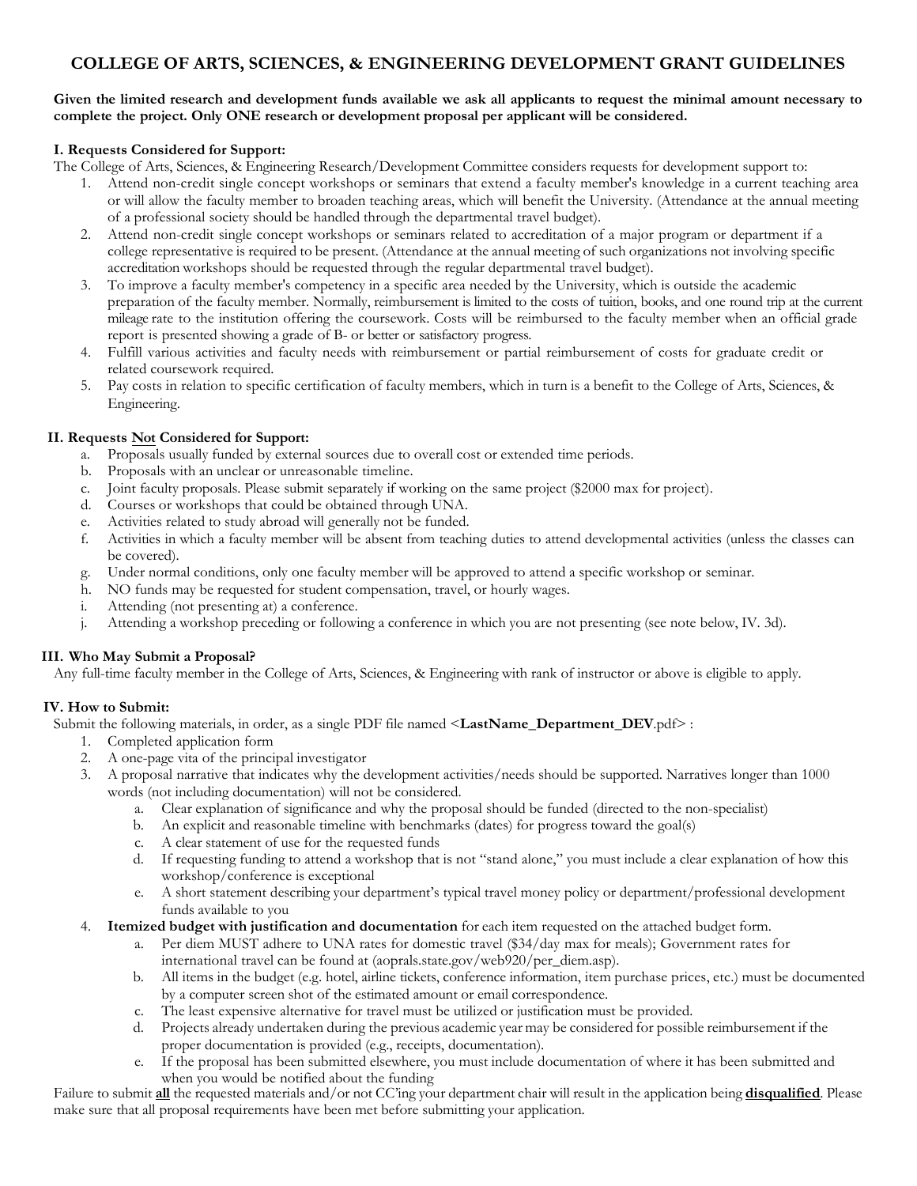# COLLEGE OF ARTS, SCIENCES, & ENGINEERING DEVELOPMENT GRANT GUIDELINES

**Given the limited research and development funds available we ask all applicants to request the minimal amount necessary to complete the project. Only ONE research or development proposal per applicant will be considered.**

### I. Requests Considered for Support:

The College of Arts, Sciences, & Engineering Research/Development Committee considers requests for development support to:

1. Attend non-credit single concept workshops or seminars that extend a faculty member's knowledge in a current teaching area or will allow the faculty member to broaden teaching areas, which will benefit the University. (Attendance at the annual meeting of a professional society should be handled through the departmental travel budget).
2. Attend non-credit single concept workshops or seminars related to accreditation of a major program or department if a college representative is required to be present. (Attendance at the annual meeting of such organizations not involving specific accreditation workshops should be requested through the regular departmental travel budget).
3. To improve a faculty member's competency in a specific area needed by the University, which is outside the academic preparation of the faculty member. Normally, reimbursement is limited to the costs of tuition, books, and one round trip at the current mileage rate to the institution offering the coursework. Costs will be reimbursed to the faculty member when an official grade report is presented showing a grade of B- or better or satisfactory progress.
4. Fulfill various activities and faculty needs with reimbursement or partial reimbursement of costs for graduate credit or related coursework required.
5. Pay costs in relation to specific certification of faculty members, which in turn is a benefit to the College of Arts, Sciences, & Engineering.

### II. Requests <u>Not</u> Considered for Support:

a. Proposals usually funded by external sources due to overall cost or extended time periods.
b. Proposals with an unclear or unreasonable timeline.
c. Joint faculty proposals. Please submit separately if working on the same project ($2000 max for project).
d. Courses or workshops that could be obtained through UNA.
e. Activities related to study abroad will generally not be funded.
f. Activities in which a faculty member will be absent from teaching duties to attend developmental activities (unless the classes can be covered).
g. Under normal conditions, only one faculty member will be approved to attend a specific workshop or seminar.
h. NO funds may be requested for student compensation, travel, or hourly wages.
i. Attending (not presenting at) a conference.
j. Attending a workshop preceding or following a conference in which you are not presenting (see note below, IV. 3d).

### III. Who May Submit a Proposal?

Any full-time faculty member in the College of Arts, Sciences, & Engineering with rank of instructor or above is eligible to apply.

### IV. How to Submit:

Submit the following materials, in order, as a single PDF file named <**LastName_Department_DEV**.pdf> :

1. Completed application form
2. A one-page vita of the principal investigator
3. A proposal narrative that indicates why the development activities/needs should be supported. Narratives longer than 1000 words (not including documentation) will not be considered.
    a. Clear explanation of significance and why the proposal should be funded (directed to the non-specialist)
    b. An explicit and reasonable timeline with benchmarks (dates) for progress toward the goal(s)
    c. A clear statement of use for the requested funds
    d. If requesting funding to attend a workshop that is not "stand alone," you must include a clear explanation of how this workshop/conference is exceptional
    e. A short statement describing your department's typical travel money policy or department/professional development funds available to you
4. **Itemized budget with justification and documentation** for each item requested on the attached budget form.
    a. Per diem MUST adhere to UNA rates for domestic travel ($34/day max for meals); Government rates for international travel can be found at (aoprals.state.gov/web920/per_diem.asp).
    b. All items in the budget (e.g. hotel, airline tickets, conference information, item purchase prices, etc.) must be documented by a computer screen shot of the estimated amount or email correspondence.
    c. The least expensive alternative for travel must be utilized or justification must be provided.
    d. Projects already undertaken during the previous academic year may be considered for possible reimbursement if the proper documentation is provided (e.g., receipts, documentation).
    e. If the proposal has been submitted elsewhere, you must include documentation of where it has been submitted and when you would be notified about the funding

Failure to submit <u>**all**</u> the requested materials and/or not CC'ing your department chair will result in the application being <u>**disqualified**</u>. Please make sure that all proposal requirements have been met before submitting your application.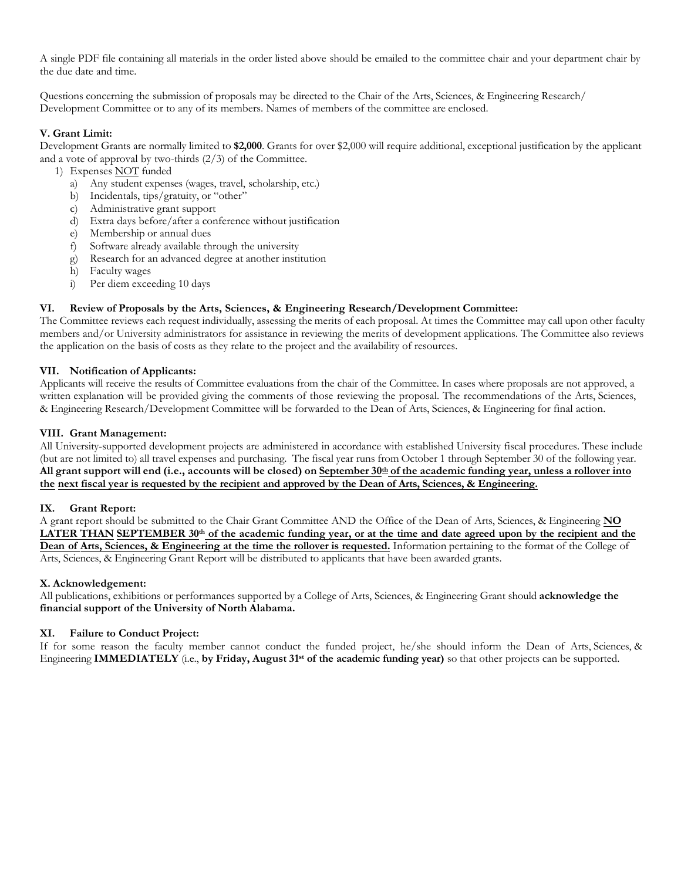A single PDF file containing all materials in the order listed above should be emailed to the committee chair and your department chair by the due date and time.

Questions concerning the submission of proposals may be directed to the Chair of the Arts, Sciences, & Engineering Research/ Development Committee or to any of its members. Names of members of the committee are enclosed.

### V. Grant Limit:

Development Grants are normally limited to **$2,000**. Grants for over $2,000 will require additional, exceptional justification by the applicant and a vote of approval by two-thirds (2/3) of the Committee.

1) Expenses NOT funded
   a) Any student expenses (wages, travel, scholarship, etc.)
   b) Incidentals, tips/gratuity, or "other"
   c) Administrative grant support
   d) Extra days before/after a conference without justification
   e) Membership or annual dues
   f) Software already available through the university
   g) Research for an advanced degree at another institution
   h) Faculty wages
   i) Per diem exceeding 10 days

### VI. Review of Proposals by the Arts, Sciences, & Engineering Research/Development Committee:

The Committee reviews each request individually, assessing the merits of each proposal. At times the Committee may call upon other faculty members and/or University administrators for assistance in reviewing the merits of development applications. The Committee also reviews the application on the basis of costs as they relate to the project and the availability of resources.

### VII. Notification of Applicants:

Applicants will receive the results of Committee evaluations from the chair of the Committee. In cases where proposals are not approved, a written explanation will be provided giving the comments of those reviewing the proposal. The recommendations of the Arts, Sciences, & Engineering Research/Development Committee will be forwarded to the Dean of Arts, Sciences, & Engineering for final action.

### VIII. Grant Management:

All University-supported development projects are administered in accordance with established University fiscal procedures. These include (but are not limited to) all travel expenses and purchasing. The fiscal year runs from October 1 through September 30 of the following year. **All grant support will end (i.e., accounts will be closed) on September 30th of the academic funding year, unless a rollover into the next fiscal year is requested by the recipient and approved by the Dean of Arts, Sciences, & Engineering.**

### IX. Grant Report:

A grant report should be submitted to the Chair Grant Committee AND the Office of the Dean of Arts, Sciences, & Engineering **NO LATER THAN SEPTEMBER 30th of the academic funding year, or at the time and date agreed upon by the recipient and the Dean of Arts, Sciences, & Engineering at the time the rollover is requested.** Information pertaining to the format of the College of Arts, Sciences, & Engineering Grant Report will be distributed to applicants that have been awarded grants.

### X. Acknowledgement:

All publications, exhibitions or performances supported by a College of Arts, Sciences, & Engineering Grant should **acknowledge the financial support of the University of North Alabama.**

### XI. Failure to Conduct Project:

If for some reason the faculty member cannot conduct the funded project, he/she should inform the Dean of Arts, Sciences, & Engineering **IMMEDIATELY** (i.e., **by Friday, August 31st of the academic funding year)** so that other projects can be supported.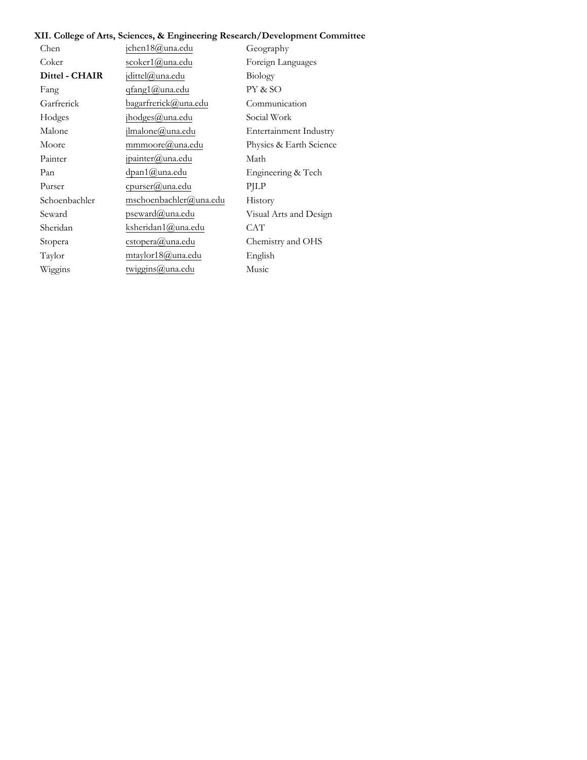**XII. College of Arts, Sciences, & Engineering Research/Development Committee**

| | | |
|---|---|---|
| Chen | jchen18@una.edu | Geography |
| Coker | scoker1@una.edu | Foreign Languages |
| **Dittel - CHAIR** | jdittel@una.edu | Biology |
| Fang | qfang1@una.edu | PY & SO |
| Garfrerick | bagarfrerick@una.edu | Communication |
| Hodges | jhodges@una.edu | Social Work |
| Malone | jlmalone@una.edu | Entertainment Industry |
| Moore | mmmoore@una.edu | Physics & Earth Science |
| Painter | jpainter@una.edu | Math |
| Pan | dpan1@una.edu | Engineering & Tech |
| Purser | cpurser@una.edu | PJLP |
| Schoenbachler | mschoenbachler@una.edu | History |
| Seward | pseward@una.edu | Visual Arts and Design |
| Sheridan | ksheridan1@una.edu | CAT |
| Stopera | cstopera@una.edu | Chemistry and OHS |
| Taylor | mtaylor18@una.edu | English |
| Wiggins | twiggins@una.edu | Music |